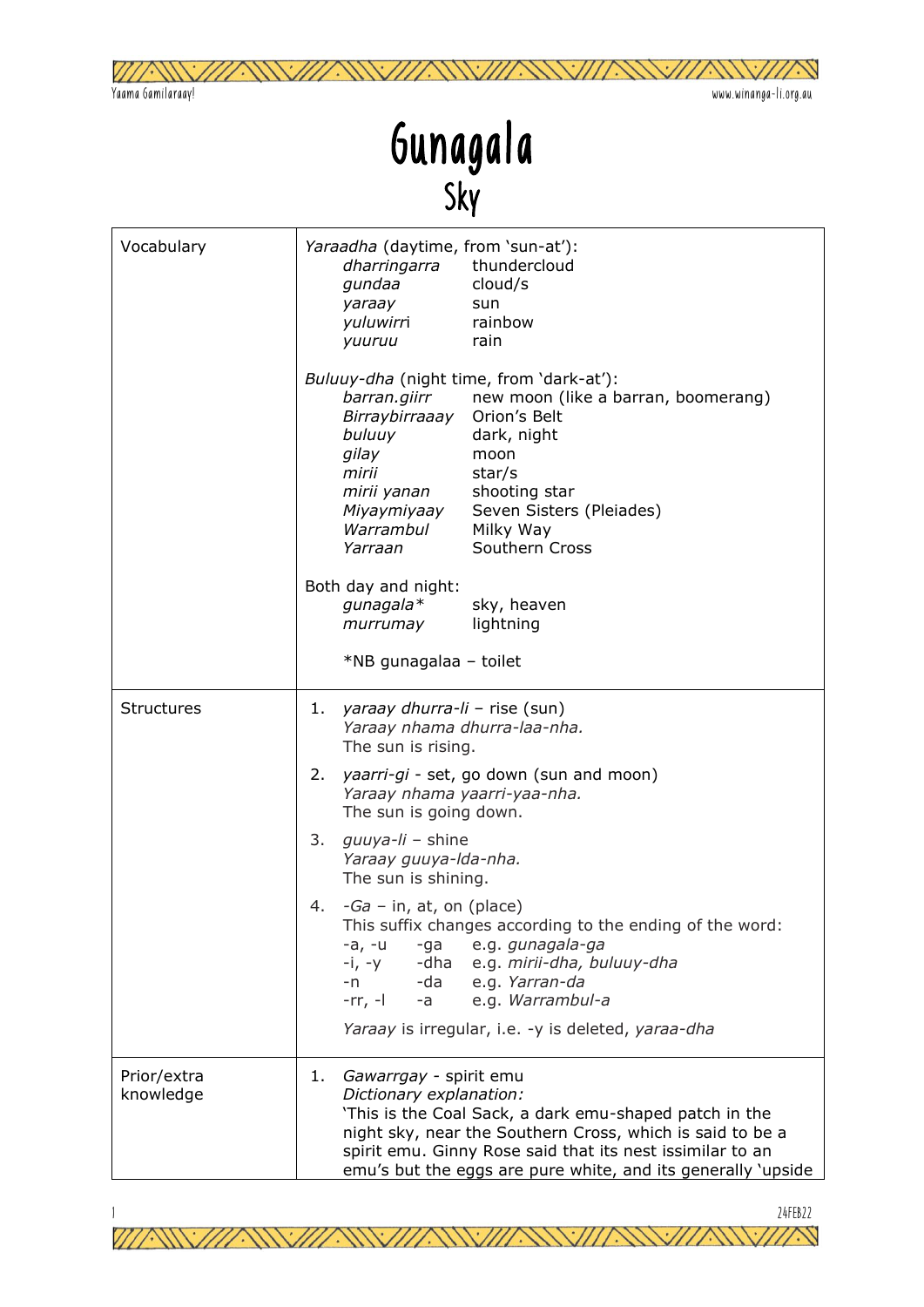# Gunagala

## Sky

| | |
|---|---|
| Vocabulary | *Yaraadha* (daytime, from 'sun-at'):<br>*dharringarra* thundercloud<br>*gundaa* cloud/s<br>*yaraay* sun<br>*yuluwirri* rainbow<br>*yuuruu* rain<br><br>*Buluuy-dha* (night time, from 'dark-at'):<br>*barran.giirr* new moon (like a barran, boomerang)<br>*Birraybirraaay* Orion's Belt<br>*buluuy* dark, night<br>*gilay* moon<br>*mirii* star/s<br>*mirii yanan* shooting star<br>*Miyaymiyaay* Seven Sisters (Pleiades)<br>*Warrambul* Milky Way<br>*Yarraan* Southern Cross<br><br>Both day and night:<br>*gunagala** sky, heaven<br>*murrumay* lightning<br><br>*NB gunagalaa – toilet |
| Structures | 1. *yaraay dhurra-li* – rise (sun)<br>*Yaraay nhama dhurra-laa-nha.*<br>The sun is rising.<br><br>2. *yaarri-gi* - set, go down (sun and moon)<br>*Yaraay nhama yaarri-yaa-nha.*<br>The sun is going down.<br><br>3. *guuya-li* – shine<br>*Yaraay guuya-lda-nha.*<br>The sun is shining.<br><br>4. *-Ga* – in, at, on (place)<br>This suffix changes according to the ending of the word:<br>-a, -u -ga e.g. *gunagala-ga*<br>-i, -y -dha e.g. *mirii-dha, buluuy-dha*<br>-n -da e.g. *Yarran-da*<br>-rr, -l -a e.g. *Warrambul-a*<br><br>*Yaraay* is irregular, i.e. -y is deleted, *yaraa-dha* |
| Prior/extra knowledge | 1. *Gawarrgay* - spirit emu<br>*Dictionary explanation:*<br>'This is the Coal Sack, a dark emu-shaped patch in the night sky, near the Southern Cross, which is said to be a spirit emu. Ginny Rose said that its nest issimilar to an emu's but the eggs are pure white, and its generally 'upside |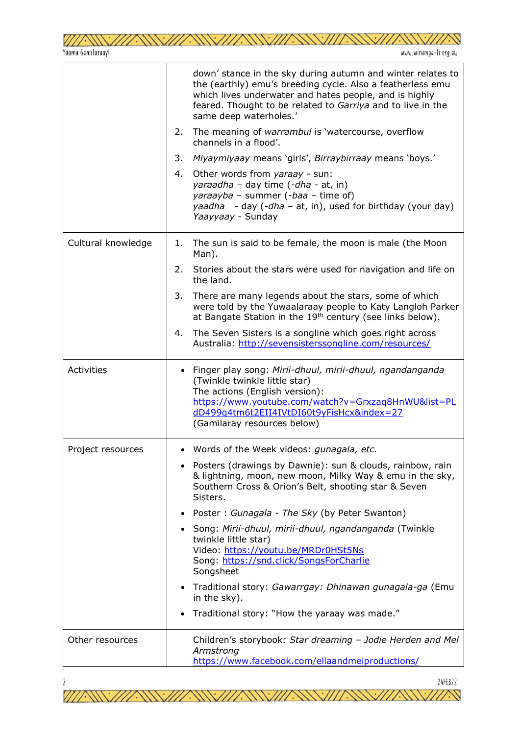| | |
|---|---|
| | down' stance in the sky during autumn and winter relates to the (earthly) emu's breeding cycle. Also a featherless emu which lives underwater and hates people, and is highly feared. Thought to be related to *Garriya* and to live in the same deep waterholes.'<br>2. The meaning of *warrambul* is 'watercourse, overflow channels in a flood'.<br>3. *Miyaymiyaay* means 'girls', *Birraybirraay* means 'boys.'<br>4. Other words from *yaraay* - sun:<br>*yaraadha* – day time (*-dha* - at, in)<br>*yaraayba* – summer (*-baa* – time of)<br>*yaadha* - day (*-dha* – at, in), used for birthday (your day)<br>*Yaayyaay* - Sunday |
| Cultural knowledge | 1. The sun is said to be female, the moon is male (the Moon Man).<br>2. Stories about the stars were used for navigation and life on the land.<br>3. There are many legends about the stars, some of which were told by the Yuwaalaraay people to Katy Langloh Parker at Bangate Station in the 19th century (see links below).<br>4. The Seven Sisters is a songline which goes right across Australia: http://sevensisterssongline.com/resources/ |
| Activities | • Finger play song: *Mirii-dhuul, mirii-dhuul, ngandanganda* (Twinkle twinkle little star)<br>The actions (English version): https://www.youtube.com/watch?v=Grxzaq8HnWU&list=PLdD499q4tm6t2EII4IVtDI60t9yFisHcx&index=27<br>(Gamilaray resources below) |
| Project resources | • Words of the Week videos: *gunagala, etc.*<br>• Posters (drawings by Dawnie): sun & clouds, rainbow, rain & lightning, moon, new moon, Milky Way & emu in the sky, Southern Cross & Orion's Belt, shooting star & Seven Sisters.<br>• Poster : *Gunagala - The Sky* (by Peter Swanton)<br>• Song: *Mirii-dhuul, mirii-dhuul, ngandanganda* (Twinkle twinkle little star)<br>Video: https://youtu.be/MRDr0HSt5Ns<br>Song: https://snd.click/SongsForCharlie<br>Songsheet<br>• Traditional story: *Gawarrgay: Dhinawan gunagala-ga* (Emu in the sky).<br>• Traditional story: "How the yaraay was made." |
| Other resources | Children's storybook: *Star dreaming – Jodie Herden and Mel Armstrong*<br>https://www.facebook.com/ellaandmeiproductions/ |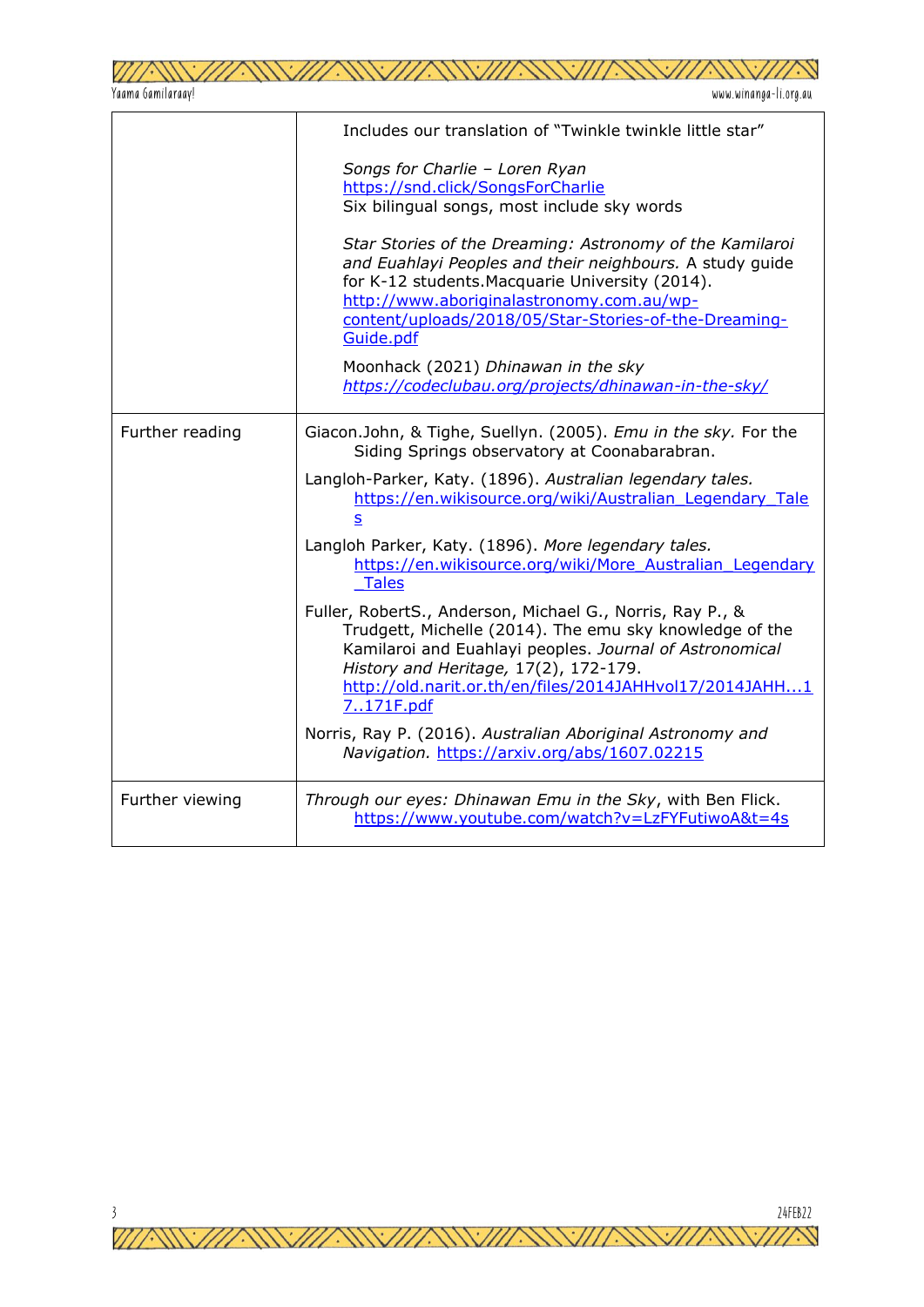| | |
|---|---|
| | Includes our translation of "Twinkle twinkle little star"<br><br>*Songs for Charlie – Loren Ryan*<br>https://snd.click/SongsForCharlie<br>Six bilingual songs, most include sky words<br><br>*Star Stories of the Dreaming: Astronomy of the Kamilaroi and Euahlayi Peoples and their neighbours.* A study guide for K-12 students.Macquarie University (2014).<br>http://www.aboriginalastronomy.com.au/wp-content/uploads/2018/05/Star-Stories-of-the-Dreaming-Guide.pdf<br><br>Moonhack (2021) *Dhinawan in the sky*<br>*https://codeclubau.org/projects/dhinawan-in-the-sky/* |
| Further reading | Giacon.John, & Tighe, Suellyn. (2005). *Emu in the sky.* For the Siding Springs observatory at Coonabarabran.<br><br>Langloh-Parker, Katy. (1896). *Australian legendary tales.* https://en.wikisource.org/wiki/Australian_Legendary_Tales<br><br>Langloh Parker, Katy. (1896). *More legendary tales.* https://en.wikisource.org/wiki/More_Australian_Legendary_Tales<br><br>Fuller, RobertS., Anderson, Michael G., Norris, Ray P., & Trudgett, Michelle (2014). The emu sky knowledge of the Kamilaroi and Euahlayi peoples. *Journal of Astronomical History and Heritage,* 17(2), 172-179. http://old.narit.or.th/en/files/2014JAHHvol17/2014JAHH...17..171F.pdf<br><br>Norris, Ray P. (2016). *Australian Aboriginal Astronomy and Navigation.* https://arxiv.org/abs/1607.02215 |
| Further viewing | *Through our eyes: Dhinawan Emu in the Sky*, with Ben Flick. https://www.youtube.com/watch?v=LzFYFutiwoA&t=4s |